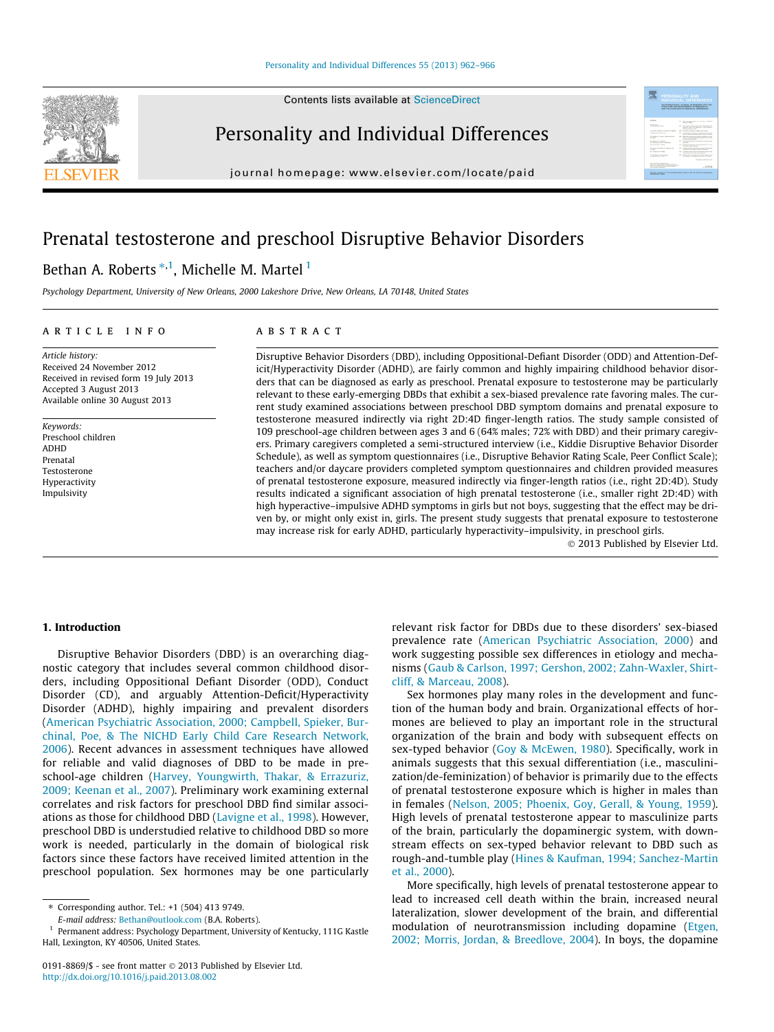# Prenatal testosterone and preschool Disruptive Behavior Disorders

Bethan A. Roberts [*,1], Michelle M. Martel [1]

*Psychology Department, University of New Orleans, 2000 Lakeshore Drive, New Orleans, LA 70148, United States*

## ARTICLE INFO

*Article history:*
Received 24 November 2012
Received in revised form 19 July 2013
Accepted 3 August 2013
Available online 30 August 2013

*Keywords:*
Preschool children
ADHD
Prenatal
Testosterone
Hyperactivity
Impulsivity

## ABSTRACT

Disruptive Behavior Disorders (DBD), including Oppositional-Defiant Disorder (ODD) and Attention-Deficit/Hyperactivity Disorder (ADHD), are fairly common and highly impairing childhood behavior disorders that can be diagnosed as early as preschool. Prenatal exposure to testosterone may be particularly relevant to these early-emerging DBDs that exhibit a sex-biased prevalence rate favoring males. The current study examined associations between preschool DBD symptom domains and prenatal exposure to testosterone measured indirectly via right 2D:4D finger-length ratios. The study sample consisted of 109 preschool-age children between ages 3 and 6 (64% males; 72% with DBD) and their primary caregivers. Primary caregivers completed a semi-structured interview (i.e., Kiddie Disruptive Behavior Disorder Schedule), as well as symptom questionnaires (i.e., Disruptive Behavior Rating Scale, Peer Conflict Scale); teachers and/or daycare providers completed symptom questionnaires and children provided measures of prenatal testosterone exposure, measured indirectly via finger-length ratios (i.e., right 2D:4D). Study results indicated a significant association of high prenatal testosterone (i.e., smaller right 2D:4D) with high hyperactive–impulsive ADHD symptoms in girls but not boys, suggesting that the effect may be driven by, or might only exist in, girls. The present study suggests that prenatal exposure to testosterone may increase risk for early ADHD, particularly hyperactivity–impulsivity, in preschool girls.

© 2013 Published by Elsevier Ltd.

## 1. Introduction

Disruptive Behavior Disorders (DBD) is an overarching diagnostic category that includes several common childhood disorders, including Oppositional Defiant Disorder (ODD), Conduct Disorder (CD), and arguably Attention-Deficit/Hyperactivity Disorder (ADHD), highly impairing and prevalent disorders (American Psychiatric Association, 2000; Campbell, Spieker, Burchinal, Poe, & The NICHD Early Child Care Research Network, 2006). Recent advances in assessment techniques have allowed for reliable and valid diagnoses of DBD to be made in preschool-age children (Harvey, Youngwirth, Thakar, & Errazuriz, 2009; Keenan et al., 2007). Preliminary work examining external correlates and risk factors for preschool DBD find similar associations as those for childhood DBD (Lavigne et al., 1998). However, preschool DBD is understudied relative to childhood DBD so more work is needed, particularly in the domain of biological risk factors since these factors have received limited attention in the preschool population. Sex hormones may be one particularly relevant risk factor for DBDs due to these disorders' sex-biased prevalence rate (American Psychiatric Association, 2000) and work suggesting possible sex differences in etiology and mechanisms (Gaub & Carlson, 1997; Gershon, 2002; Zahn-Waxler, Shirtcliff, & Marceau, 2008).

Sex hormones play many roles in the development and function of the human body and brain. Organizational effects of hormones are believed to play an important role in the structural organization of the brain and body with subsequent effects on sex-typed behavior (Goy & McEwen, 1980). Specifically, work in animals suggests that this sexual differentiation (i.e., masculinization/de-feminization) of behavior is primarily due to the effects of prenatal testosterone exposure which is higher in males than in females (Nelson, 2005; Phoenix, Goy, Gerall, & Young, 1959). High levels of prenatal testosterone appear to masculinize parts of the brain, particularly the dopaminergic system, with downstream effects on sex-typed behavior relevant to DBD such as rough-and-tumble play (Hines & Kaufman, 1994; Sanchez-Martin et al., 2000).

More specifically, high levels of prenatal testosterone appear to lead to increased cell death within the brain, increased neural lateralization, slower development of the brain, and differential modulation of neurotransmission including dopamine (Etgen, 2002; Morris, Jordan, & Breedlove, 2004). In boys, the dopamine

* Corresponding author. Tel.: +1 (504) 413 9749.
E-mail address: Bethan@outlook.com (B.A. Roberts).
[1] Permanent address: Psychology Department, University of Kentucky, 111G Kastle Hall, Lexington, KY 40506, United States.

0191-8869/$ - see front matter © 2013 Published by Elsevier Ltd.
http://dx.doi.org/10.1016/j.paid.2013.08.002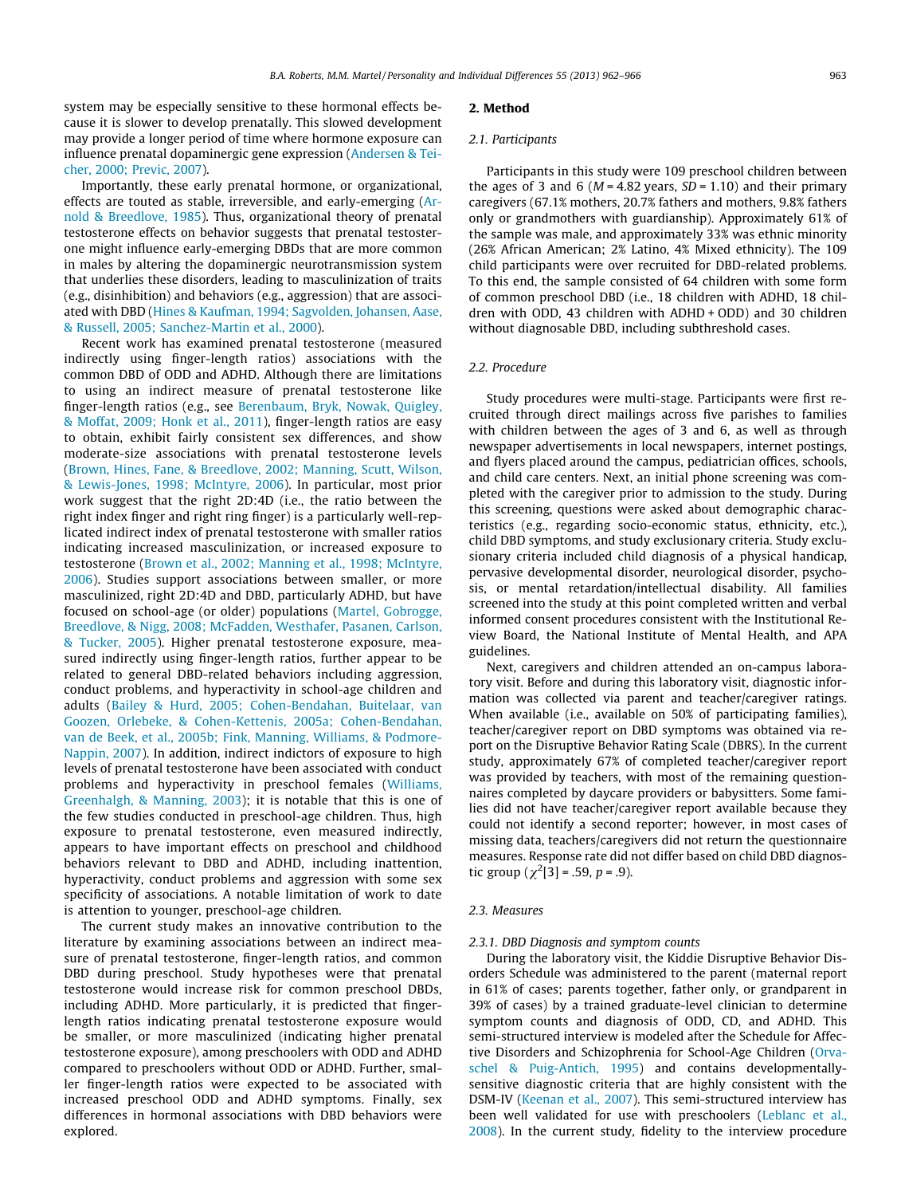system may be especially sensitive to these hormonal effects because it is slower to develop prenatally. This slowed development may provide a longer period of time where hormone exposure can influence prenatal dopaminergic gene expression (Andersen & Teicher, 2000; Previc, 2007).

Importantly, these early prenatal hormone, or organizational, effects are touted as stable, irreversible, and early-emerging (Arnold & Breedlove, 1985). Thus, organizational theory of prenatal testosterone effects on behavior suggests that prenatal testosterone might influence early-emerging DBDs that are more common in males by altering the dopaminergic neurotransmission system that underlies these disorders, leading to masculinization of traits (e.g., disinhibition) and behaviors (e.g., aggression) that are associated with DBD (Hines & Kaufman, 1994; Sagvolden, Johansen, Aase, & Russell, 2005; Sanchez-Martin et al., 2000).

Recent work has examined prenatal testosterone (measured indirectly using finger-length ratios) associations with the common DBD of ODD and ADHD. Although there are limitations to using an indirect measure of prenatal testosterone like finger-length ratios (e.g., see Berenbaum, Bryk, Nowak, Quigley, & Moffat, 2009; Honk et al., 2011), finger-length ratios are easy to obtain, exhibit fairly consistent sex differences, and show moderate-size associations with prenatal testosterone levels (Brown, Hines, Fane, & Breedlove, 2002; Manning, Scutt, Wilson, & Lewis-Jones, 1998; McIntyre, 2006). In particular, most prior work suggest that the right 2D:4D (i.e., the ratio between the right index finger and right ring finger) is a particularly well-replicated indirect index of prenatal testosterone with smaller ratios indicating increased masculinization, or increased exposure to testosterone (Brown et al., 2002; Manning et al., 1998; McIntyre, 2006). Studies support associations between smaller, or more masculinized, right 2D:4D and DBD, particularly ADHD, but have focused on school-age (or older) populations (Martel, Gobrogge, Breedlove, & Nigg, 2008; McFadden, Westhafer, Pasanen, Carlson, & Tucker, 2005). Higher prenatal testosterone exposure, measured indirectly using finger-length ratios, further appear to be related to general DBD-related behaviors including aggression, conduct problems, and hyperactivity in school-age children and adults (Bailey & Hurd, 2005; Cohen-Bendahan, Buitelaar, van Goozen, Orlebeke, & Cohen-Kettenis, 2005a; Cohen-Bendahan, van de Beek, et al., 2005b; Fink, Manning, Williams, & Podmore-Nappin, 2007). In addition, indirect indictors of exposure to high levels of prenatal testosterone have been associated with conduct problems and hyperactivity in preschool females (Williams, Greenhalgh, & Manning, 2003); it is notable that this is one of the few studies conducted in preschool-age children. Thus, high exposure to prenatal testosterone, even measured indirectly, appears to have important effects on preschool and childhood behaviors relevant to DBD and ADHD, including inattention, hyperactivity, conduct problems and aggression with some sex specificity of associations. A notable limitation of work to date is attention to younger, preschool-age children.

The current study makes an innovative contribution to the literature by examining associations between an indirect measure of prenatal testosterone, finger-length ratios, and common DBD during preschool. Study hypotheses were that prenatal testosterone would increase risk for common preschool DBDs, including ADHD. More particularly, it is predicted that finger-length ratios indicating prenatal testosterone exposure would be smaller, or more masculinized (indicating higher prenatal testosterone exposure), among preschoolers with ODD and ADHD compared to preschoolers without ODD or ADHD. Further, smaller finger-length ratios were expected to be associated with increased preschool ODD and ADHD symptoms. Finally, sex differences in hormonal associations with DBD behaviors were explored.

## 2. Method

### 2.1. Participants

Participants in this study were 109 preschool children between the ages of 3 and 6 ($M = 4.82$ years, $SD = 1.10$) and their primary caregivers (67.1% mothers, 20.7% fathers and mothers, 9.8% fathers only or grandmothers with guardianship). Approximately 61% of the sample was male, and approximately 33% was ethnic minority (26% African American; 2% Latino, 4% Mixed ethnicity). The 109 child participants were over recruited for DBD-related problems. To this end, the sample consisted of 64 children with some form of common preschool DBD (i.e., 18 children with ADHD, 18 children with ODD, 43 children with ADHD + ODD) and 30 children without diagnosable DBD, including subthreshold cases.

### 2.2. Procedure

Study procedures were multi-stage. Participants were first recruited through direct mailings across five parishes to families with children between the ages of 3 and 6, as well as through newspaper advertisements in local newspapers, internet postings, and flyers placed around the campus, pediatrician offices, schools, and child care centers. Next, an initial phone screening was completed with the caregiver prior to admission to the study. During this screening, questions were asked about demographic characteristics (e.g., regarding socio-economic status, ethnicity, etc.), child DBD symptoms, and study exclusionary criteria. Study exclusionary criteria included child diagnosis of a physical handicap, pervasive developmental disorder, neurological disorder, psychosis, or mental retardation/intellectual disability. All families screened into the study at this point completed written and verbal informed consent procedures consistent with the Institutional Review Board, the National Institute of Mental Health, and APA guidelines.

Next, caregivers and children attended an on-campus laboratory visit. Before and during this laboratory visit, diagnostic information was collected via parent and teacher/caregiver ratings. When available (i.e., available on 50% of participating families), teacher/caregiver report on DBD symptoms was obtained via report on the Disruptive Behavior Rating Scale (DBRS). In the current study, approximately 67% of completed teacher/caregiver report was provided by teachers, with most of the remaining questionnaires completed by daycare providers or babysitters. Some families did not have teacher/caregiver report available because they could not identify a second reporter; however, in most cases of missing data, teachers/caregivers did not return the questionnaire measures. Response rate did not differ based on child DBD diagnostic group ($\chi^2[3] = .59$, $p = .9$).

### 2.3. Measures

#### 2.3.1. DBD Diagnosis and symptom counts

During the laboratory visit, the Kiddie Disruptive Behavior Disorders Schedule was administered to the parent (maternal report in 61% of cases; parents together, father only, or grandparent in 39% of cases) by a trained graduate-level clinician to determine symptom counts and diagnosis of ODD, CD, and ADHD. This semi-structured interview is modeled after the Schedule for Affective Disorders and Schizophrenia for School-Age Children (Orvaschel & Puig-Antich, 1995) and contains developmentally-sensitive diagnostic criteria that are highly consistent with the DSM-IV (Keenan et al., 2007). This semi-structured interview has been well validated for use with preschoolers (Leblanc et al., 2008). In the current study, fidelity to the interview procedure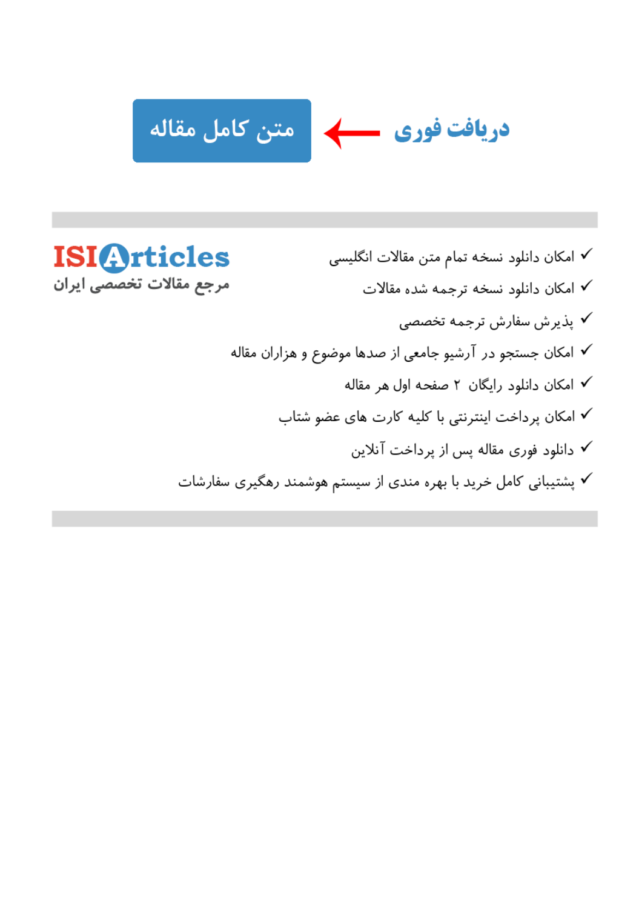متن کامل مقاله ← دریافت فوری

**ISIArticles**
مرجع مقالات تخصصی ایران

- ✓ امکان دانلود نسخه تمام متن مقالات انگلیسی
- ✓ امکان دانلود نسخه ترجمه شده مقالات
- ✓ پذیرش سفارش ترجمه تخصصی
- ✓ امکان جستجو در آرشیو جامعی از صدها موضوع و هزاران مقاله
- ✓ امکان دانلود رایگان ۲ صفحه اول هر مقاله
- ✓ امکان پرداخت اینترنتی با کلیه کارت های عضو شتاب
- ✓ دانلود فوری مقاله پس از پرداخت آنلاین
- ✓ پشتیبانی کامل خرید با بهره مندی از سیستم هوشمند رهگیری سفارشات